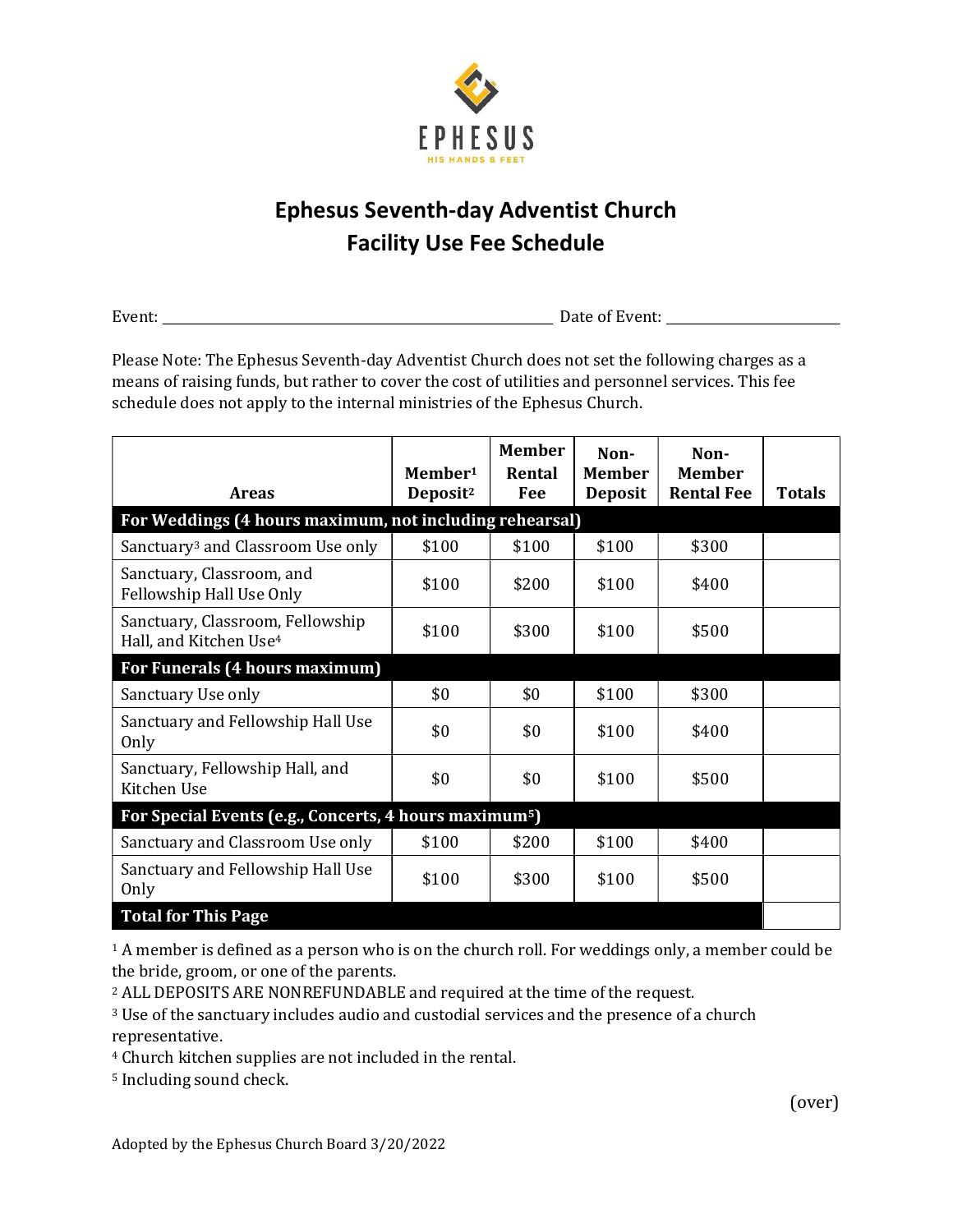EPHESUS

HIS HANDS & FEET

# Ephesus Seventh-day Adventist Church
# Facility Use Fee Schedule

Event: \_\_\_\_\_\_\_\_\_\_\_\_\_\_\_\_\_\_\_\_\_\_\_\_\_\_\_\_\_\_\_\_\_\_\_\_\_\_\_\_ Date of Event: \_\_\_\_\_\_\_\_\_\_\_\_\_\_\_\_\_\_\_\_

Please Note: The Ephesus Seventh-day Adventist Church does not set the following charges as a means of raising funds, but rather to cover the cost of utilities and personnel services. This fee schedule does not apply to the internal ministries of the Ephesus Church.

| Areas | Member[1] Deposit[2] | Member Rental Fee | Non-Member Deposit | Non-Member Rental Fee | Totals |
|---|---|---|---|---|---|
| **For Weddings (4 hours maximum, not including rehearsal)** | | | | | |
| Sanctuary[3] and Classroom Use only | $100 | $100 | $100 | $300 | |
| Sanctuary, Classroom, and Fellowship Hall Use Only | $100 | $200 | $100 | $400 | |
| Sanctuary, Classroom, Fellowship Hall, and Kitchen Use[4] | $100 | $300 | $100 | $500 | |
| **For Funerals (4 hours maximum)** | | | | | |
| Sanctuary Use only | $0 | $0 | $100 | $300 | |
| Sanctuary and Fellowship Hall Use Only | $0 | $0 | $100 | $400 | |
| Sanctuary, Fellowship Hall, and Kitchen Use | $0 | $0 | $100 | $500 | |
| **For Special Events (e.g., Concerts, 4 hours maximum[5])** | | | | | |
| Sanctuary and Classroom Use only | $100 | $200 | $100 | $400 | |
| Sanctuary and Fellowship Hall Use Only | $100 | $300 | $100 | $500 | |
| **Total for This Page** | | | | | |

[1] A member is defined as a person who is on the church roll. For weddings only, a member could be the bride, groom, or one of the parents.

[2] ALL DEPOSITS ARE NONREFUNDABLE and required at the time of the request.

[3] Use of the sanctuary includes audio and custodial services and the presence of a church representative.

[4] Church kitchen supplies are not included in the rental.

[5] Including sound check.

(over)

Adopted by the Ephesus Church Board 3/20/2022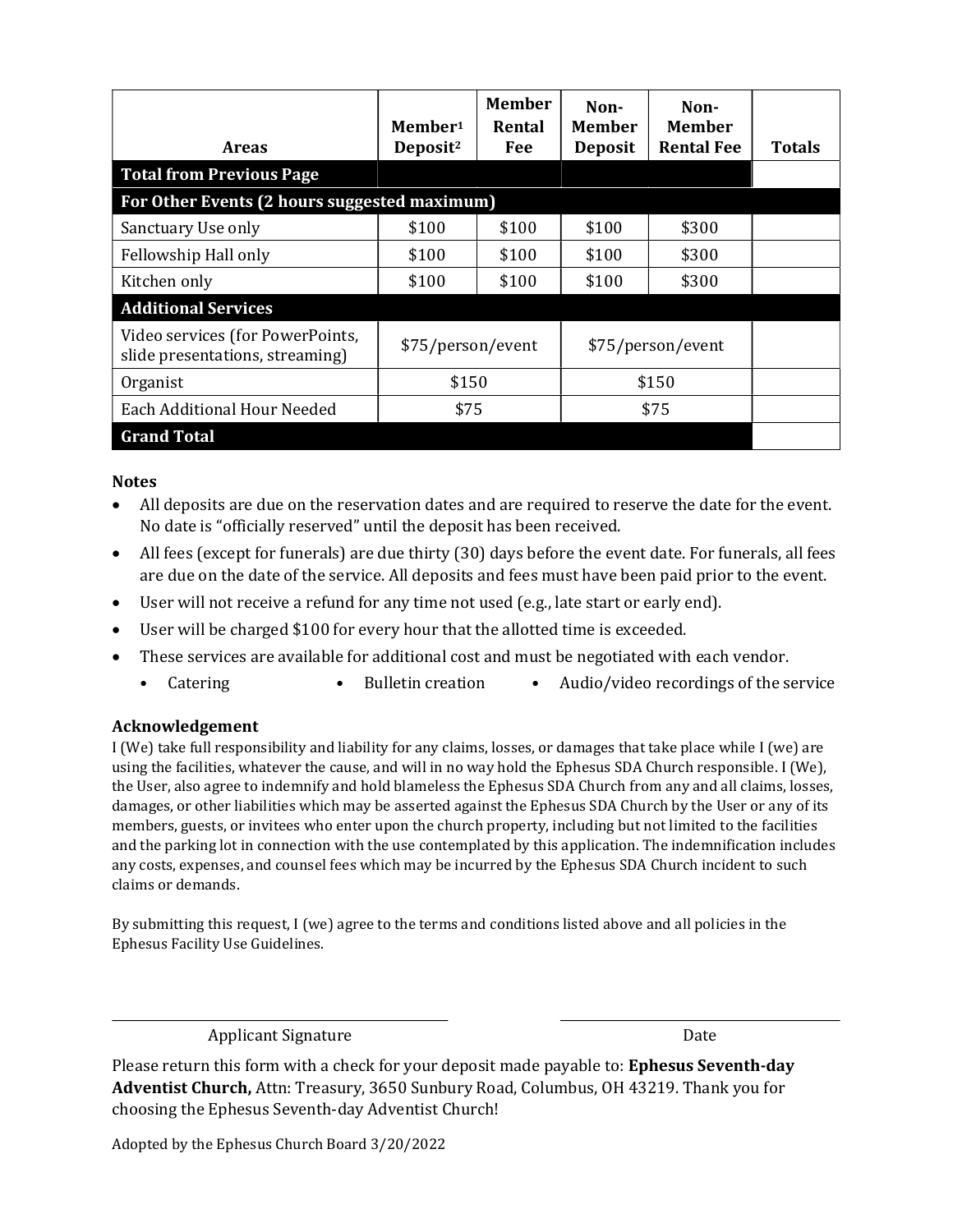| Areas | Member[1] Deposit[2] | Member Rental Fee | Non-Member Deposit | Non-Member Rental Fee | Totals |
|---|---|---|---|---|---|
| **Total from Previous Page** | | | | | |
| **For Other Events (2 hours suggested maximum)** | | | | | |
| Sanctuary Use only | $100 | $100 | $100 | $300 | |
| Fellowship Hall only | $100 | $100 | $100 | $300 | |
| Kitchen only | $100 | $100 | $100 | $300 | |
| **Additional Services** | | | | | |
| Video services (for PowerPoints, slide presentations, streaming) | $75/person/event | | $75/person/event | | |
| Organist | $150 | | $150 | | |
| Each Additional Hour Needed | $75 | | $75 | | |
| **Grand Total** | | | | | |

**Notes**

- All deposits are due on the reservation dates and are required to reserve the date for the event. No date is "officially reserved" until the deposit has been received.
- All fees (except for funerals) are due thirty (30) days before the event date. For funerals, all fees are due on the date of the service. All deposits and fees must have been paid prior to the event.
- User will not receive a refund for any time not used (e.g., late start or early end).
- User will be charged $100 for every hour that the allotted time is exceeded.
- These services are available for additional cost and must be negotiated with each vendor.
  - Catering
  - Bulletin creation
  - Audio/video recordings of the service

**Acknowledgement**

I (We) take full responsibility and liability for any claims, losses, or damages that take place while I (we) are using the facilities, whatever the cause, and will in no way hold the Ephesus SDA Church responsible. I (We), the User, also agree to indemnify and hold blameless the Ephesus SDA Church from any and all claims, losses, damages, or other liabilities which may be asserted against the Ephesus SDA Church by the User or any of its members, guests, or invitees who enter upon the church property, including but not limited to the facilities and the parking lot in connection with the use contemplated by this application. The indemnification includes any costs, expenses, and counsel fees which may be incurred by the Ephesus SDA Church incident to such claims or demands.

By submitting this request, I (we) agree to the terms and conditions listed above and all policies in the Ephesus Facility Use Guidelines.

\_\_\_\_\_\_\_\_\_\_\_\_\_\_\_\_\_\_\_\_\_\_\_\_\_\_\_\_\_\_\_\_ Applicant Signature

\_\_\_\_\_\_\_\_\_\_\_\_\_\_\_\_\_\_\_\_\_\_\_\_\_\_\_\_\_\_\_\_ Date

Please return this form with a check for your deposit made payable to: **Ephesus Seventh-day Adventist Church,** Attn: Treasury, 3650 Sunbury Road, Columbus, OH 43219. Thank you for choosing the Ephesus Seventh-day Adventist Church!

Adopted by the Ephesus Church Board 3/20/2022